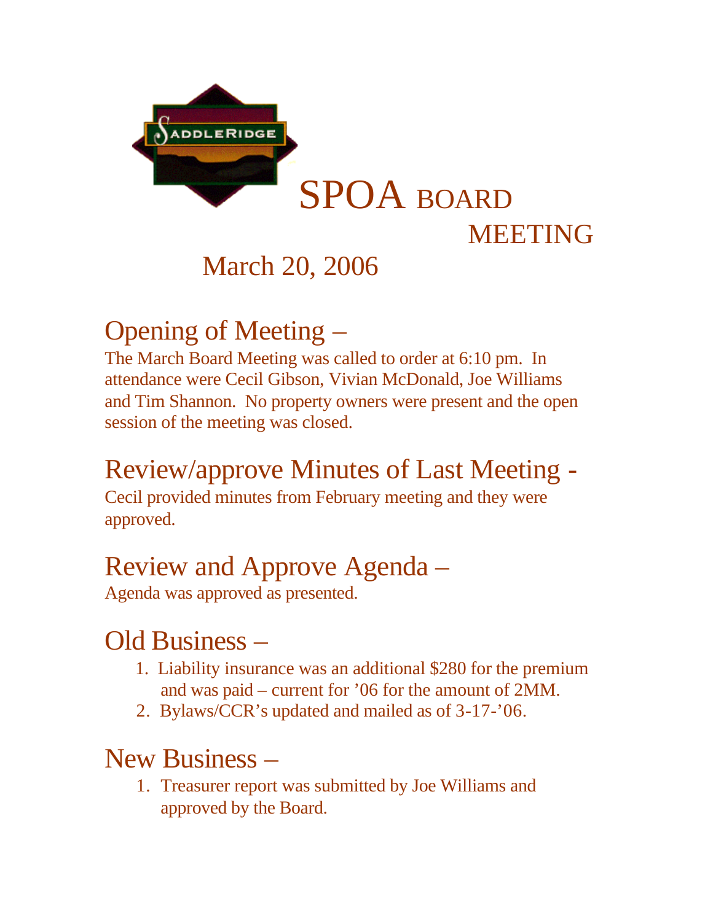# SPOA BOARD MEETING

March 20, 2006

## Opening of Meeting –

The March Board Meeting was called to order at 6:10 pm. In attendance were Cecil Gibson, Vivian McDonald, Joe Williams and Tim Shannon. No property owners were present and the open session of the meeting was closed.

## Review/approve Minutes of Last Meeting -

Cecil provided minutes from February meeting and they were approved.

## Review and Approve Agenda –

Agenda was approved as presented.

## Old Business –

1. Liability insurance was an additional $280 for the premium and was paid – current for '06 for the amount of 2MM.
2. Bylaws/CCR's updated and mailed as of 3-17-'06.

## New Business –

1. Treasurer report was submitted by Joe Williams and approved by the Board.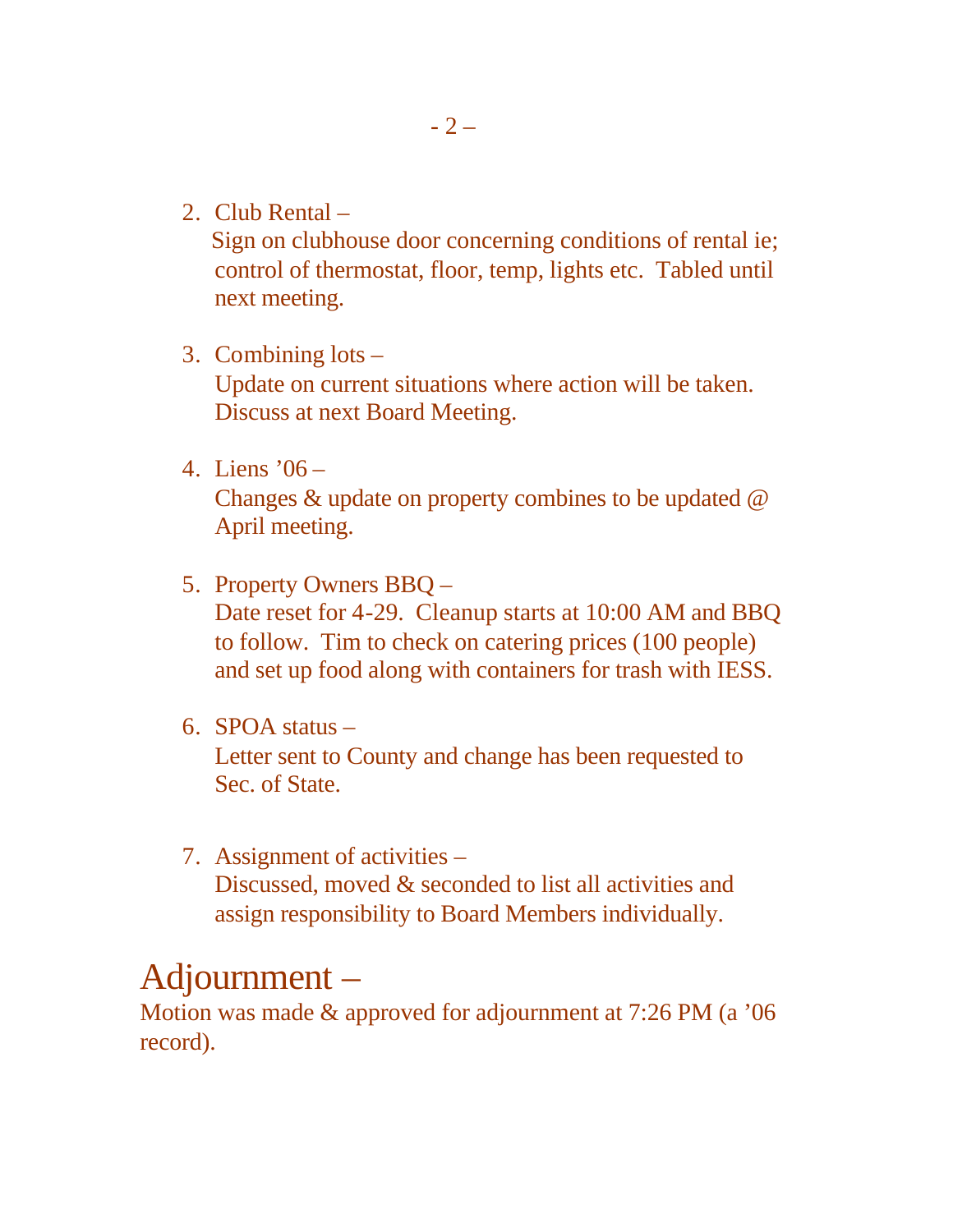2. Club Rental –
   Sign on clubhouse door concerning conditions of rental ie; control of thermostat, floor, temp, lights etc. Tabled until next meeting.

3. Combining lots –
   Update on current situations where action will be taken. Discuss at next Board Meeting.

4. Liens '06 –
   Changes & update on property combines to be updated @ April meeting.

5. Property Owners BBQ –
   Date reset for 4-29. Cleanup starts at 10:00 AM and BBQ to follow. Tim to check on catering prices (100 people) and set up food along with containers for trash with IESS.

6. SPOA status –
   Letter sent to County and change has been requested to Sec. of State.

7. Assignment of activities –
   Discussed, moved & seconded to list all activities and assign responsibility to Board Members individually.

# Adjournment –

Motion was made & approved for adjournment at 7:26 PM (a '06 record).